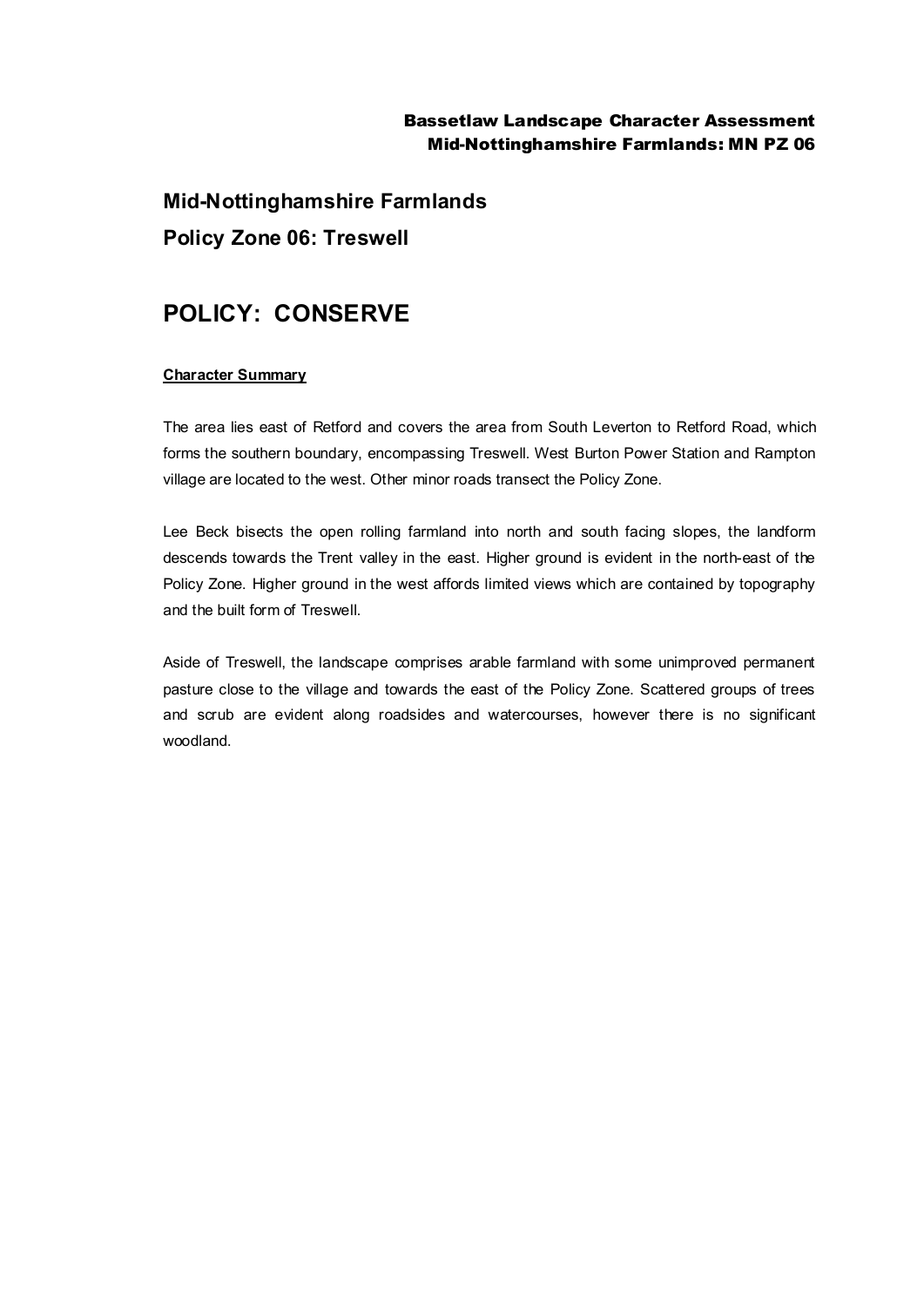## Mid-Nottinghamshire Farmlands

## Policy Zone 06: Treswell

# POLICY: CONSERVE

**Character Summary**

The area lies east of Retford and covers the area from South Leverton to Retford Road, which forms the southern boundary, encompassing Treswell. West Burton Power Station and Rampton village are located to the west. Other minor roads transect the Policy Zone.

Lee Beck bisects the open rolling farmland into north and south facing slopes, the landform descends towards the Trent valley in the east. Higher ground is evident in the north-east of the Policy Zone. Higher ground in the west affords limited views which are contained by topography and the built form of Treswell.

Aside of Treswell, the landscape comprises arable farmland with some unimproved permanent pasture close to the village and towards the east of the Policy Zone. Scattered groups of trees and scrub are evident along roadsides and watercourses, however there is no significant woodland.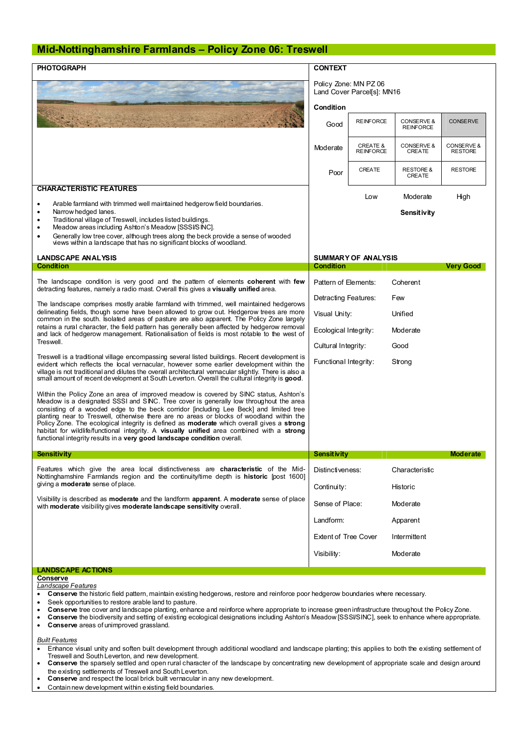# Mid-Nottinghamshire Farmlands – Policy Zone 06: Treswell

## PHOTOGRAPH

## CONTEXT

Policy Zone: MN PZ 06
Land Cover Parcel[s]: MN16

**Condition**

| | | | |
|---|---|---|---|
| Good | REINFORCE | CONSERVE & REINFORCE | CONSERVE |
| Moderate | CREATE & REINFORCE | CONSERVE & CREATE | CONSERVE & RESTORE |
| Poor | CREATE | RESTORE & CREATE | RESTORE |
| | Low | Moderate | High |
| | | **Sensitivity** | |

## CHARACTERISTIC FEATURES

- Arable farmland with trimmed well maintained hedgerow field boundaries.
- Narrow hedged lanes.
- Traditional village of Treswell, includes listed buildings.
- Meadow areas including Ashton's Meadow [SSSI/SINC].
- Generally low tree cover, although trees along the beck provide a sense of wooded views within a landscape that has no significant blocks of woodland.

## LANDSCAPE ANALYSIS

### Condition

The landscape condition is very good and the pattern of elements **coherent** with **few** detracting features, namely a radio mast. Overall this gives a **visually unified** area.

The landscape comprises mostly arable farmland with trimmed, well maintained hedgerows delineating fields, though some have been allowed to grow out. Hedgerow trees are more common in the south. Isolated areas of pasture are also apparent. The Policy Zone largely retains a rural character, the field pattern has generally been affected by hedgerow removal and lack of hedgerow management. Rationalisation of fields is most notable to the west of Treswell.

Treswell is a traditional village encompassing several listed buildings. Recent development is evident which reflects the local vernacular, however some earlier development within the village is not traditional and dilutes the overall architectural vernacular slightly. There is also a small amount of recent development at South Leverton. Overall the cultural integrity is **good**.

Within the Policy Zone an area of improved meadow is covered by SINC status, Ashton's Meadow is a designated SSSI and SINC. Tree cover is generally low throughout the area consisting of a wooded edge to the beck corridor [including Lee Beck] and limited tree planting near to Treswell, otherwise there are no areas or blocks of woodland within the Policy Zone. The ecological integrity is defined as **moderate** which overall gives a **strong** habitat for wildlife/functional integrity. A **visually unified** area combined with a **strong** functional integrity results in a **very good landscape condition** overall.

## SUMMARY OF ANALYSIS

| Condition | Very Good |
|---|---|
| Pattern of Elements: | Coherent |
| Detracting Features: | Few |
| Visual Unity: | Unified |
| Ecological Integrity: | Moderate |
| Cultural Integrity: | Good |
| Functional Integrity: | Strong |

### Sensitivity

Features which give the area local distinctiveness are **characteristic** of the Mid-Nottinghamshire Farmlands region and the continuity/time depth is **historic** [post 1600] giving a **moderate** sense of place.

Visibility is described as **moderate** and the landform **apparent**. A **moderate** sense of place with **moderate** visibility gives **moderate landscape sensitivity** overall.

| Sensitivity | Moderate |
|---|---|
| Distinctiveness: | Characteristic |
| Continuity: | Historic |
| Sense of Place: | Moderate |
| Landform: | Apparent |
| Extent of Tree Cover | Intermittent |
| Visibility: | Moderate |

## LANDSCAPE ACTIONS

**Conserve**

*Landscape Features*

- **Conserve** the historic field pattern, maintain existing hedgerows, restore and reinforce poor hedgerow boundaries where necessary.
- Seek opportunities to restore arable land to pasture.
- **Conserve** tree cover and landscape planting, enhance and reinforce where appropriate to increase green infrastructure throughout the Policy Zone.
- **Conserve** the biodiversity and setting of existing ecological designations including Ashton's Meadow [SSSI/SINC], seek to enhance where appropriate.
- **Conserve** areas of unimproved grassland.

*Built Features*

- Enhance visual unity and soften built development through additional woodland and landscape planting; this applies to both the existing settlement of Treswell and South Leverton, and new development.
- **Conserve** the sparsely settled and open rural character of the landscape by concentrating new development of appropriate scale and design around the existing settlements of Treswell and South Leverton.
- **Conserve** and respect the local brick built vernacular in any new development.
- Contain new development within existing field boundaries.